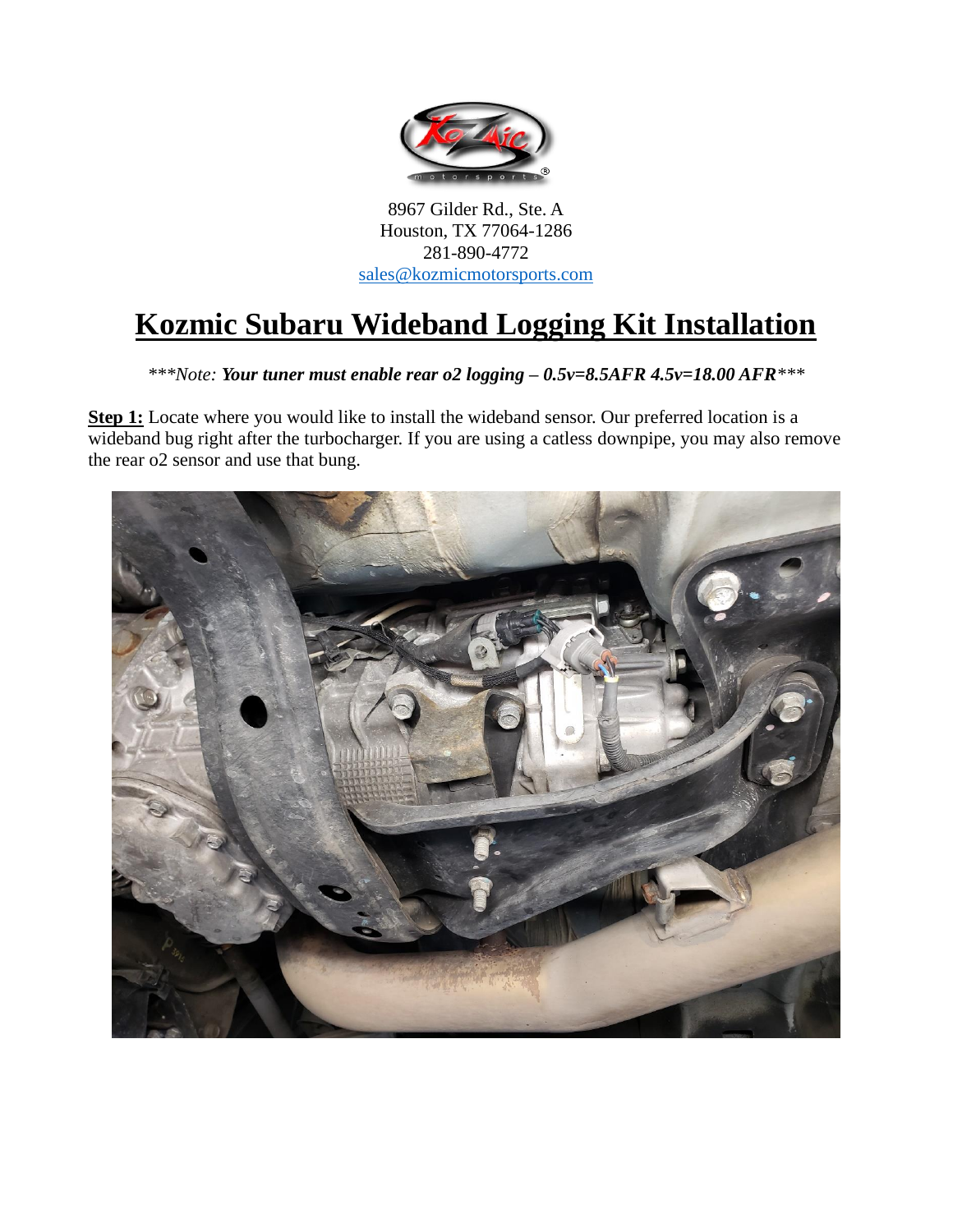8967 Gilder Rd., Ste. A
Houston, TX 77064-1286
281-890-4772
[sales@kozmicmotorsports.com](mailto:sales@kozmicmotorsports.com)

# Kozmic Subaru Wideband Logging Kit Installation

****Note: ***Your tuner must enable rear o2 logging – 0.5v=8.5AFR 4.5v=18.00 AFR***

**Step 1:** Locate where you would like to install the wideband sensor. Our preferred location is a wideband bug right after the turbocharger. If you are using a catless downpipe, you may also remove the rear o2 sensor and use that bung.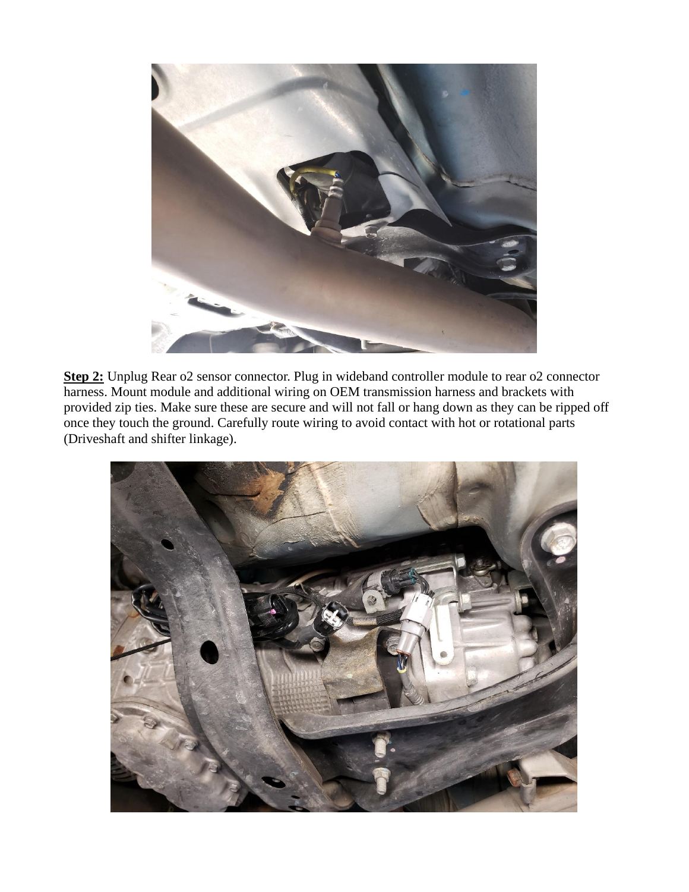**Step 2:** Unplug Rear o2 sensor connector. Plug in wideband controller module to rear o2 connector harness. Mount module and additional wiring on OEM transmission harness and brackets with provided zip ties. Make sure these are secure and will not fall or hang down as they can be ripped off once they touch the ground. Carefully route wiring to avoid contact with hot or rotational parts (Driveshaft and shifter linkage).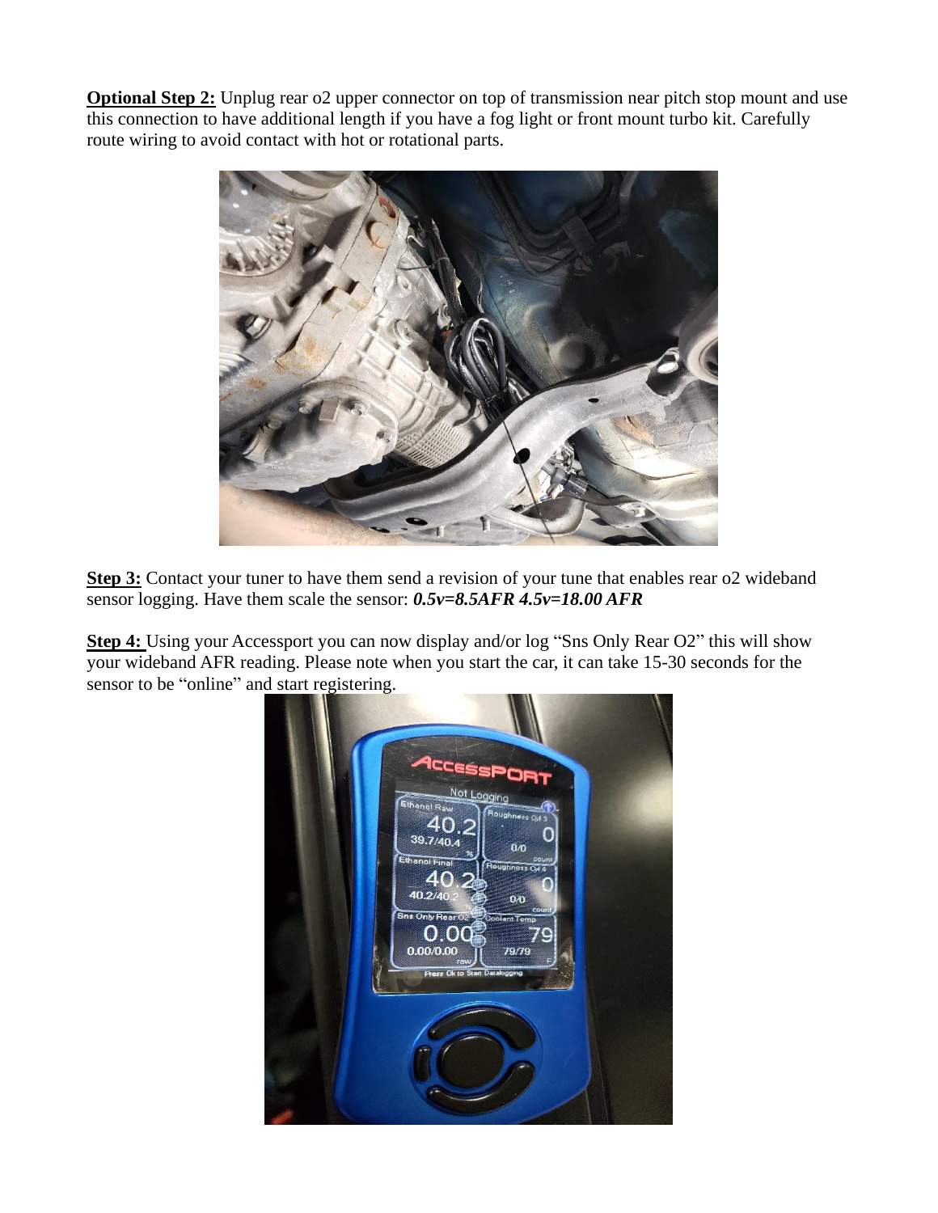**Optional Step 2:** Unplug rear o2 upper connector on top of transmission near pitch stop mount and use this connection to have additional length if you have a fog light or front mount turbo kit. Carefully route wiring to avoid contact with hot or rotational parts.

**Step 3:** Contact your tuner to have them send a revision of your tune that enables rear o2 wideband sensor logging. Have them scale the sensor: ***0.5v=8.5AFR 4.5v=18.00 AFR***

**Step 4:** Using your Accessport you can now display and/or log "Sns Only Rear O2" this will show your wideband AFR reading. Please note when you start the car, it can take 15-30 seconds for the sensor to be "online" and start registering.